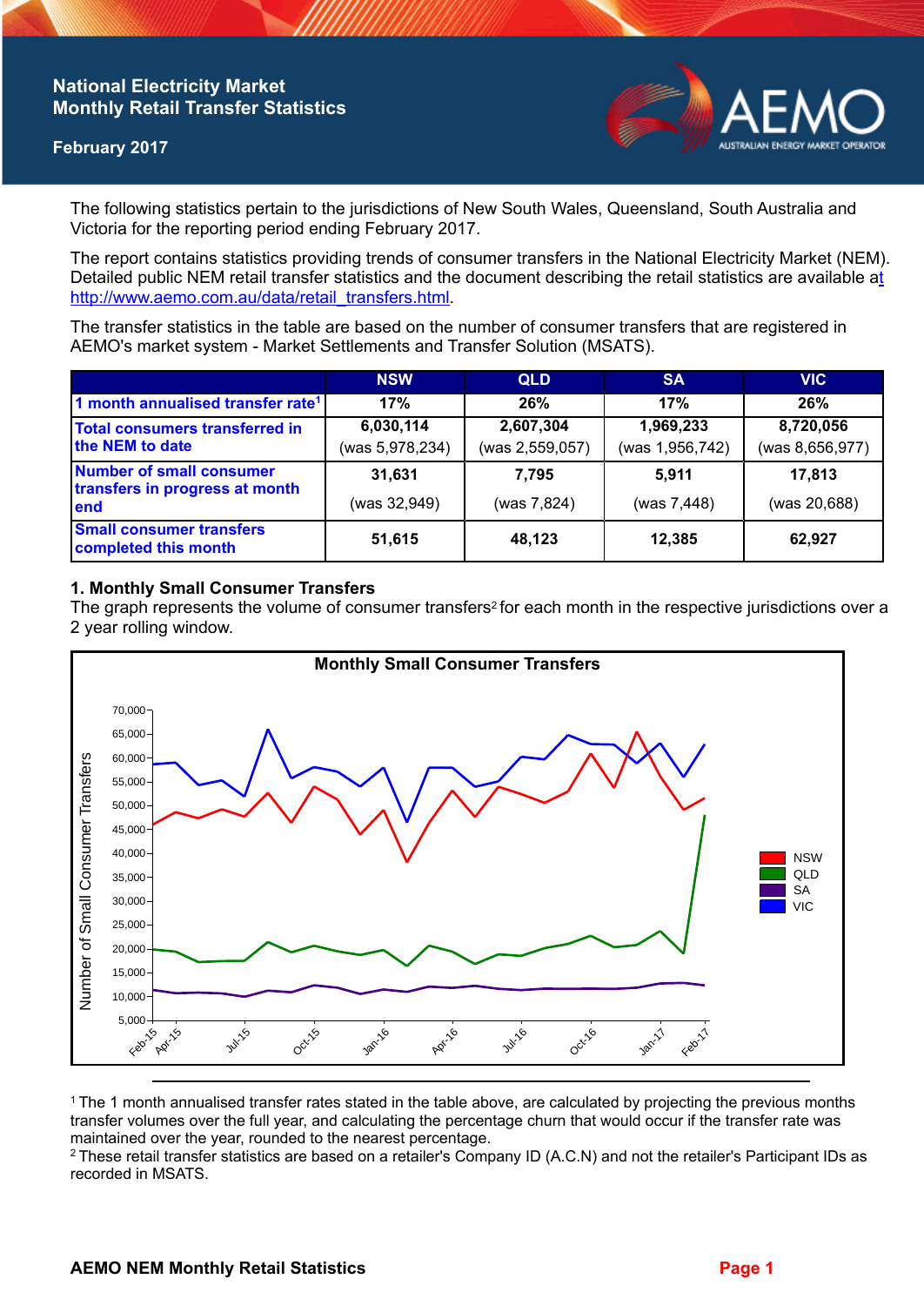# National Electricity Market Monthly Retail Transfer Statistics

**February 2017**

The following statistics pertain to the jurisdictions of New South Wales, Queensland, South Australia and Victoria for the reporting period ending February 2017.

The report contains statistics providing trends of consumer transfers in the National Electricity Market (NEM). Detailed public NEM retail transfer statistics and the document describing the retail statistics are available at http://www.aemo.com.au/data/retail_transfers.html.

The transfer statistics in the table are based on the number of consumer transfers that are registered in AEMO's market system - Market Settlements and Transfer Solution (MSATS).

| | NSW | QLD | SA | VIC |
|---|---|---|---|---|
| 1 month annualised transfer rate[1] | 17% | 26% | 17% | 26% |
| Total consumers transferred in the NEM to date | 6,030,114 (was 5,978,234) | 2,607,304 (was 2,559,057) | 1,969,233 (was 1,956,742) | 8,720,056 (was 8,656,977) |
| Number of small consumer transfers in progress at month end | 31,631 (was 32,949) | 7,795 (was 7,824) | 5,911 (was 7,448) | 17,813 (was 20,688) |
| Small consumer transfers completed this month | 51,615 | 48,123 | 12,385 | 62,927 |

## 1. Monthly Small Consumer Transfers

The graph represents the volume of consumer transfers[2] for each month in the respective jurisdictions over a 2 year rolling window.

[1] The 1 month annualised transfer rates stated in the table above, are calculated by projecting the previous months transfer volumes over the full year, and calculating the percentage churn that would occur if the transfer rate was maintained over the year, rounded to the nearest percentage.

[2] These retail transfer statistics are based on a retailer's Company ID (A.C.N) and not the retailer's Participant IDs as recorded in MSATS.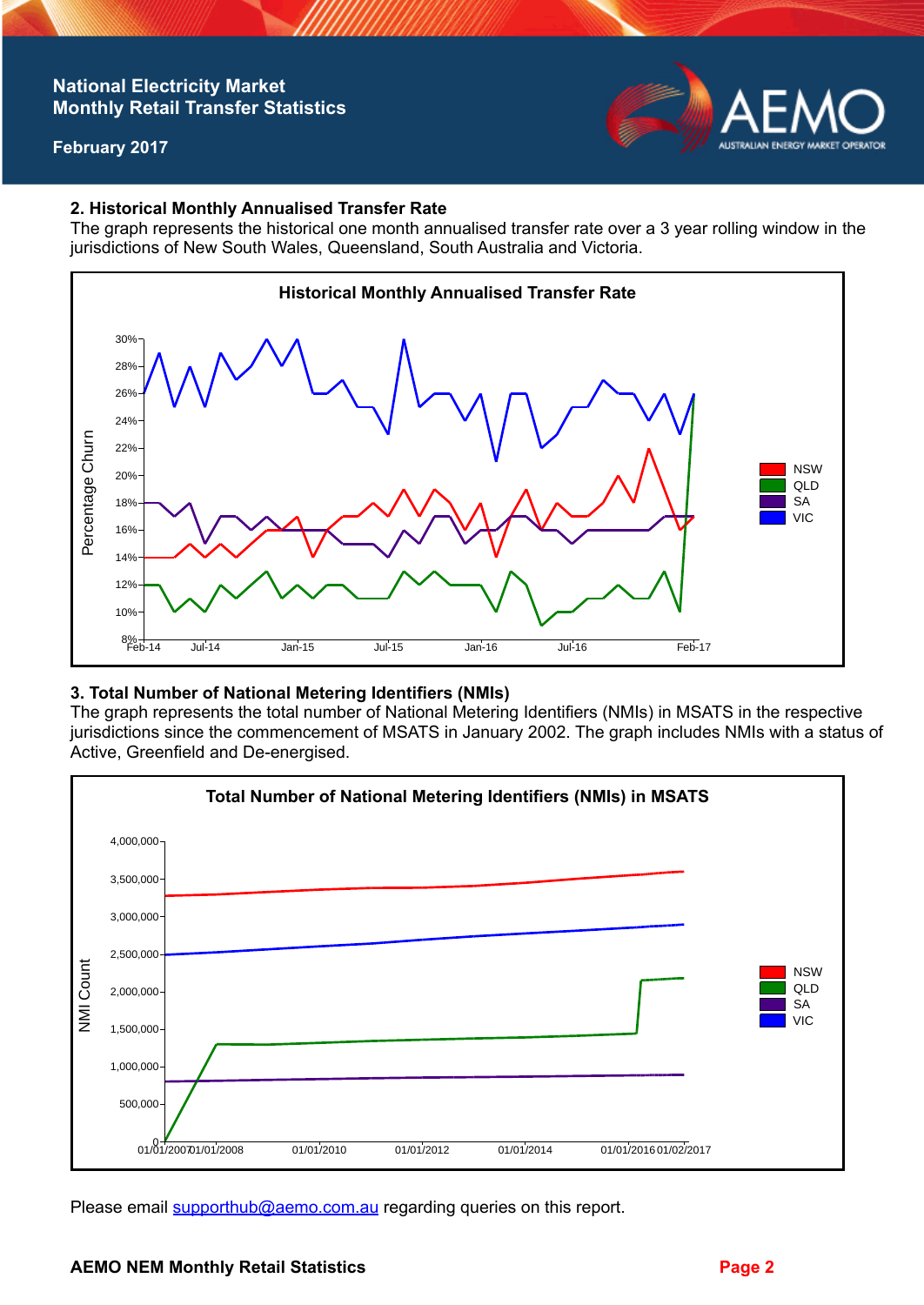## 2. Historical Monthly Annualised Transfer Rate

The graph represents the historical one month annualised transfer rate over a 3 year rolling window in the jurisdictions of New South Wales, Queensland, South Australia and Victoria.

Historical Monthly Annualised Transfer Rate

Percentage Churn

30%
28%
26%
24%
22%
20%
18%
16%
14%
12%
10%
8%

Feb-14
Jul-14
Jan-15
Jul-15
Jan-16
Jul-16
Feb-17

NSW
QLD
SA
VIC

## 3. Total Number of National Metering Identifiers (NMIs)

The graph represents the total number of National Metering Identifiers (NMIs) in MSATS in the respective jurisdictions since the commencement of MSATS in January 2002. The graph includes NMIs with a status of Active, Greenfield and De-energised.

Total Number of National Metering Identifiers (NMIs) in MSATS

NMI Count

4,000,000
3,500,000
3,000,000
2,500,000
2,000,000
1,500,000
1,000,000
500,000
0

01/01/2007
01/01/2008
01/01/2010
01/01/2012
01/01/2014
01/01/2016
01/02/2017

NSW
QLD
SA
VIC

Please email supporthub@aemo.com.au regarding queries on this report.